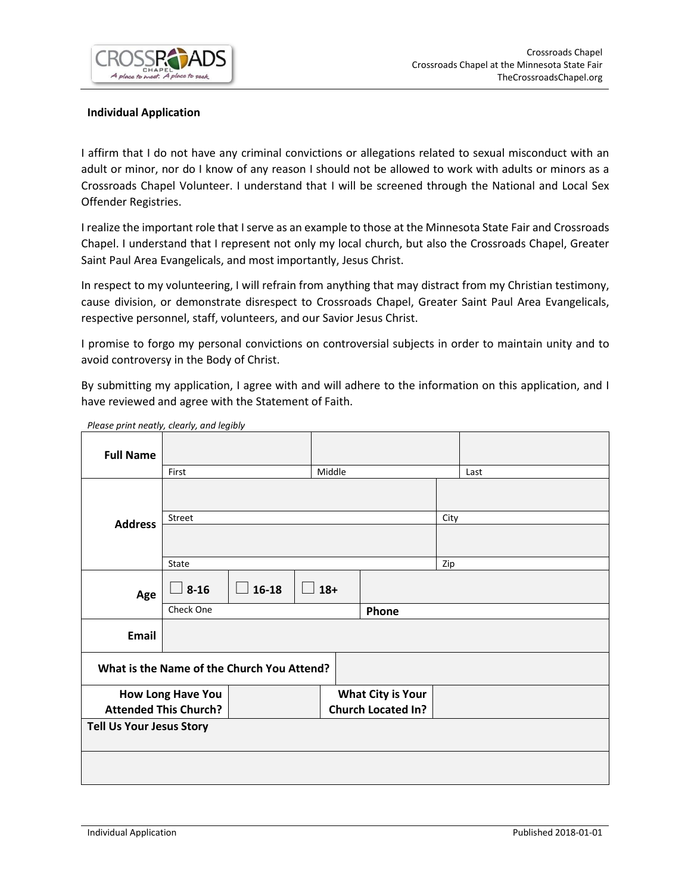Crossroads Chapel
Crossroads Chapel at the Minnesota State Fair
TheCrossroadsChapel.org

## Individual Application

I affirm that I do not have any criminal convictions or allegations related to sexual misconduct with an adult or minor, nor do I know of any reason I should not be allowed to work with adults or minors as a Crossroads Chapel Volunteer. I understand that I will be screened through the National and Local Sex Offender Registries.

I realize the important role that I serve as an example to those at the Minnesota State Fair and Crossroads Chapel. I understand that I represent not only my local church, but also the Crossroads Chapel, Greater Saint Paul Area Evangelicals, and most importantly, Jesus Christ.

In respect to my volunteering, I will refrain from anything that may distract from my Christian testimony, cause division, or demonstrate disrespect to Crossroads Chapel, Greater Saint Paul Area Evangelicals, respective personnel, staff, volunteers, and our Savior Jesus Christ.

I promise to forgo my personal convictions on controversial subjects in order to maintain unity and to avoid controversy in the Body of Christ.

By submitting my application, I agree with and will adhere to the information on this application, and I have reviewed and agree with the Statement of Faith.

*Please print neatly, clearly, and legibly*

| | | | |
|---|---|---|---|
| **Full Name** | First | Middle | Last |
| **Address** | Street | | City |
| | State | | Zip |
| **Age** | ☐ **8-16** ☐ **16-18** ☐ **18+** (Check One) | **Phone** | |
| **Email** | | | |
| **What is the Name of the Church You Attend?** | | | |
| **How Long Have You Attended This Church?** | | **What City is Your Church Located In?** | |
| **Tell Us Your Jesus Story** | | | |
| | | | |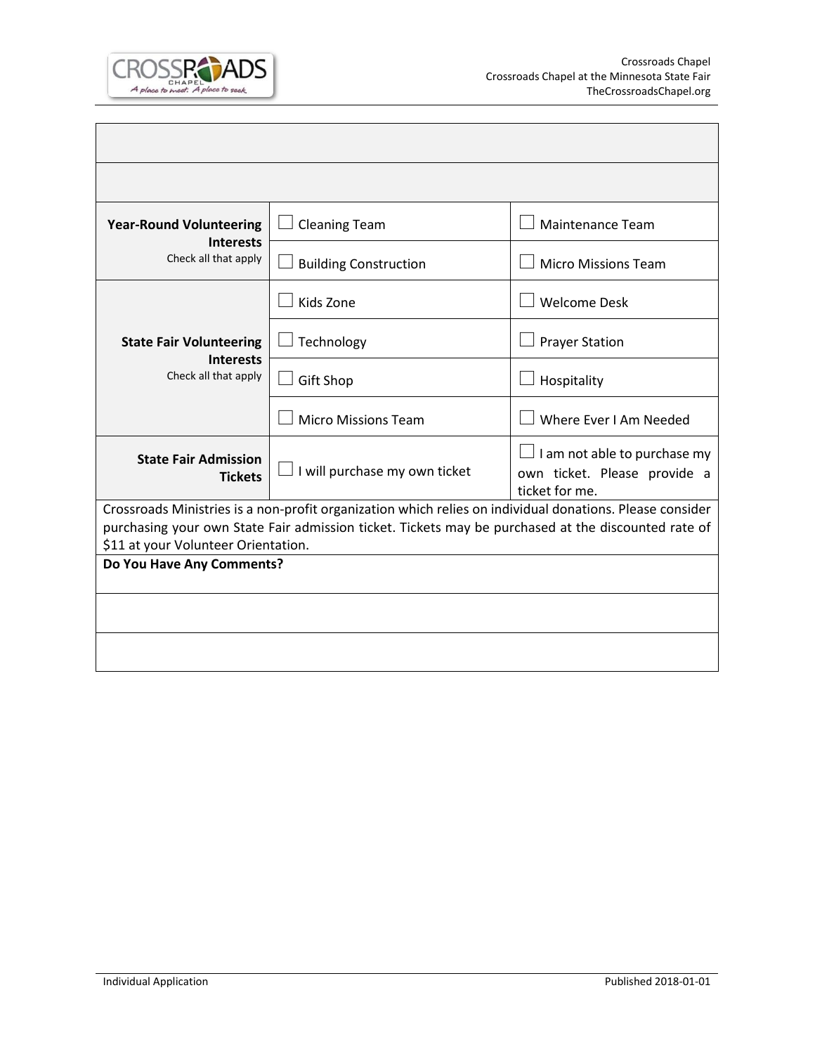| | | |
|---|---|---|
| | | |
| | | |
| **Year-Round Volunteering Interests** Check all that apply | ☐ Cleaning Team | ☐ Maintenance Team |
| | ☐ Building Construction | ☐ Micro Missions Team |
| **State Fair Volunteering Interests** Check all that apply | ☐ Kids Zone | ☐ Welcome Desk |
| | ☐ Technology | ☐ Prayer Station |
| | ☐ Gift Shop | ☐ Hospitality |
| | ☐ Micro Missions Team | ☐ Where Ever I Am Needed |
| **State Fair Admission Tickets** | ☐ I will purchase my own ticket | ☐ I am not able to purchase my own ticket. Please provide a ticket for me. |

Crossroads Ministries is a non-profit organization which relies on individual donations. Please consider purchasing your own State Fair admission ticket. Tickets may be purchased at the discounted rate of $11 at your Volunteer Orientation.

**Do You Have Any Comments?**

| |
|---|
| |
| |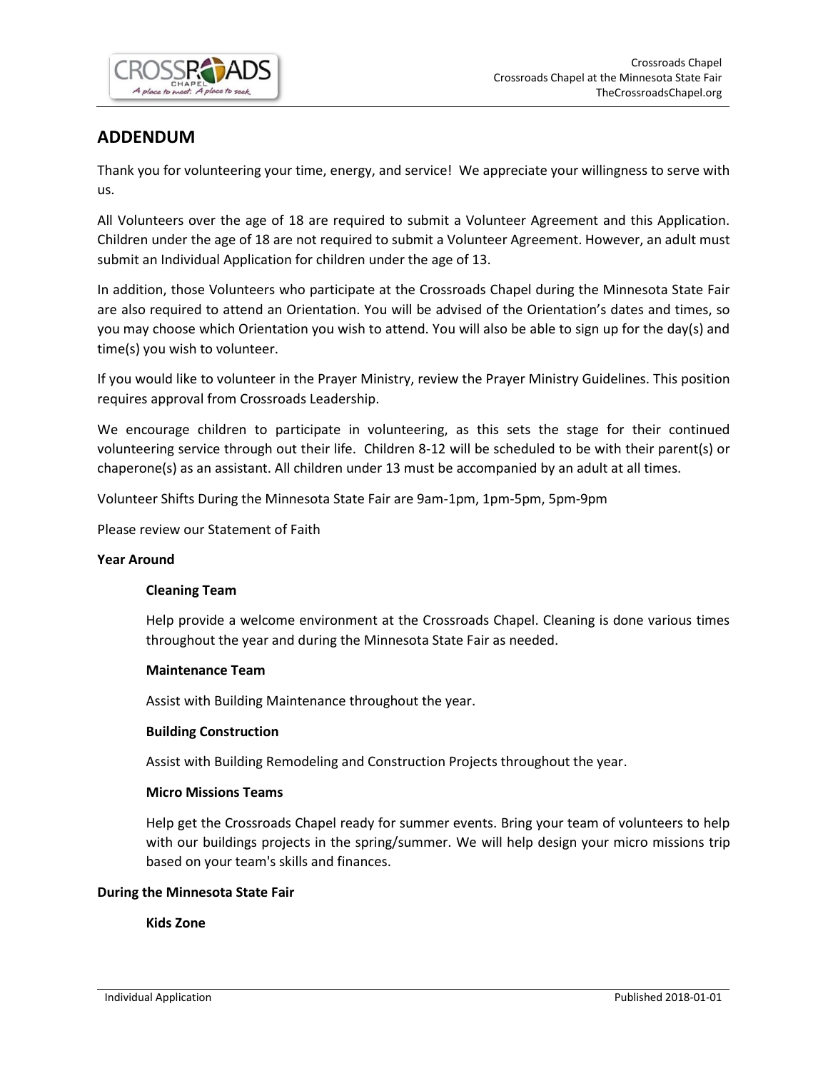## ADDENDUM

Thank you for volunteering your time, energy, and service! We appreciate your willingness to serve with us.

All Volunteers over the age of 18 are required to submit a Volunteer Agreement and this Application. Children under the age of 18 are not required to submit a Volunteer Agreement. However, an adult must submit an Individual Application for children under the age of 13.

In addition, those Volunteers who participate at the Crossroads Chapel during the Minnesota State Fair are also required to attend an Orientation. You will be advised of the Orientation's dates and times, so you may choose which Orientation you wish to attend. You will also be able to sign up for the day(s) and time(s) you wish to volunteer.

If you would like to volunteer in the Prayer Ministry, review the Prayer Ministry Guidelines. This position requires approval from Crossroads Leadership.

We encourage children to participate in volunteering, as this sets the stage for their continued volunteering service through out their life. Children 8-12 will be scheduled to be with their parent(s) or chaperone(s) as an assistant. All children under 13 must be accompanied by an adult at all times.

Volunteer Shifts During the Minnesota State Fair are 9am-1pm, 1pm-5pm, 5pm-9pm

Please review our Statement of Faith

**Year Around**

**Cleaning Team**

Help provide a welcome environment at the Crossroads Chapel. Cleaning is done various times throughout the year and during the Minnesota State Fair as needed.

**Maintenance Team**

Assist with Building Maintenance throughout the year.

**Building Construction**

Assist with Building Remodeling and Construction Projects throughout the year.

**Micro Missions Teams**

Help get the Crossroads Chapel ready for summer events. Bring your team of volunteers to help with our buildings projects in the spring/summer. We will help design your micro missions trip based on your team's skills and finances.

**During the Minnesota State Fair**

**Kids Zone**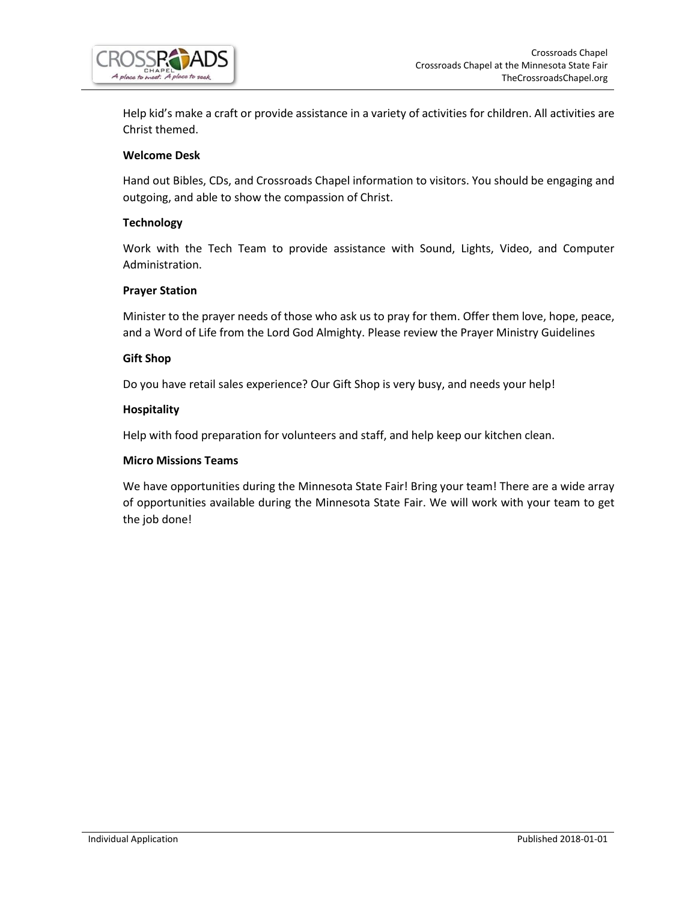Help kid's make a craft or provide assistance in a variety of activities for children. All activities are Christ themed.

**Welcome Desk**

Hand out Bibles, CDs, and Crossroads Chapel information to visitors. You should be engaging and outgoing, and able to show the compassion of Christ.

**Technology**

Work with the Tech Team to provide assistance with Sound, Lights, Video, and Computer Administration.

**Prayer Station**

Minister to the prayer needs of those who ask us to pray for them. Offer them love, hope, peace, and a Word of Life from the Lord God Almighty. Please review the Prayer Ministry Guidelines

**Gift Shop**

Do you have retail sales experience? Our Gift Shop is very busy, and needs your help!

**Hospitality**

Help with food preparation for volunteers and staff, and help keep our kitchen clean.

**Micro Missions Teams**

We have opportunities during the Minnesota State Fair! Bring your team! There are a wide array of opportunities available during the Minnesota State Fair. We will work with your team to get the job done!